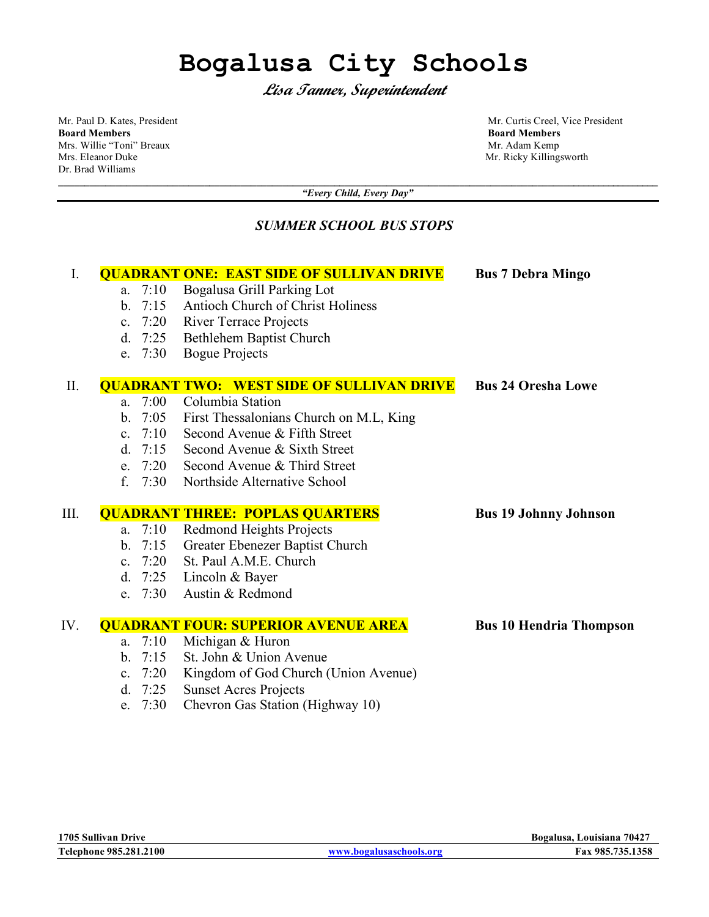# Bogalusa City Schools

***Lisa Tanner, Superintendent***

Mr. Paul D. Kates, President
**Board Members**
Mrs. Willie "Toni" Breaux
Mrs. Eleanor Duke
Dr. Brad Williams

Mr. Curtis Creel, Vice President
**Board Members**
Mr. Adam Kemp
Mr. Ricky Killingsworth

***"Every Child, Every Day"***

## *SUMMER SCHOOL BUS STOPS*

I. **QUADRANT ONE: EAST SIDE OF SULLIVAN DRIVE** — **Bus 7 Debra Mingo**

a. 7:10 Bogalusa Grill Parking Lot
b. 7:15 Antioch Church of Christ Holiness
c. 7:20 River Terrace Projects
d. 7:25 Bethlehem Baptist Church
e. 7:30 Bogue Projects

II. **QUADRANT TWO: WEST SIDE OF SULLIVAN DRIVE** — **Bus 24 Oresha Lowe**

a. 7:00 Columbia Station
b. 7:05 First Thessalonians Church on M.L, King
c. 7:10 Second Avenue & Fifth Street
d. 7:15 Second Avenue & Sixth Street
e. 7:20 Second Avenue & Third Street
f. 7:30 Northside Alternative School

III. **QUADRANT THREE: POPLAS QUARTERS** — **Bus 19 Johnny Johnson**

a. 7:10 Redmond Heights Projects
b. 7:15 Greater Ebenezer Baptist Church
c. 7:20 St. Paul A.M.E. Church
d. 7:25 Lincoln & Bayer
e. 7:30 Austin & Redmond

IV. **QUADRANT FOUR: SUPERIOR AVENUE AREA** — **Bus 10 Hendria Thompson**

a. 7:10 Michigan & Huron
b. 7:15 St. John & Union Avenue
c. 7:20 Kingdom of God Church (Union Avenue)
d. 7:25 Sunset Acres Projects
e. 7:30 Chevron Gas Station (Highway 10)

**1705 Sullivan Drive** | **Bogalusa, Louisiana 70427**
**Telephone 985.281.2100** | www.bogalusaschools.org | **Fax 985.735.1358**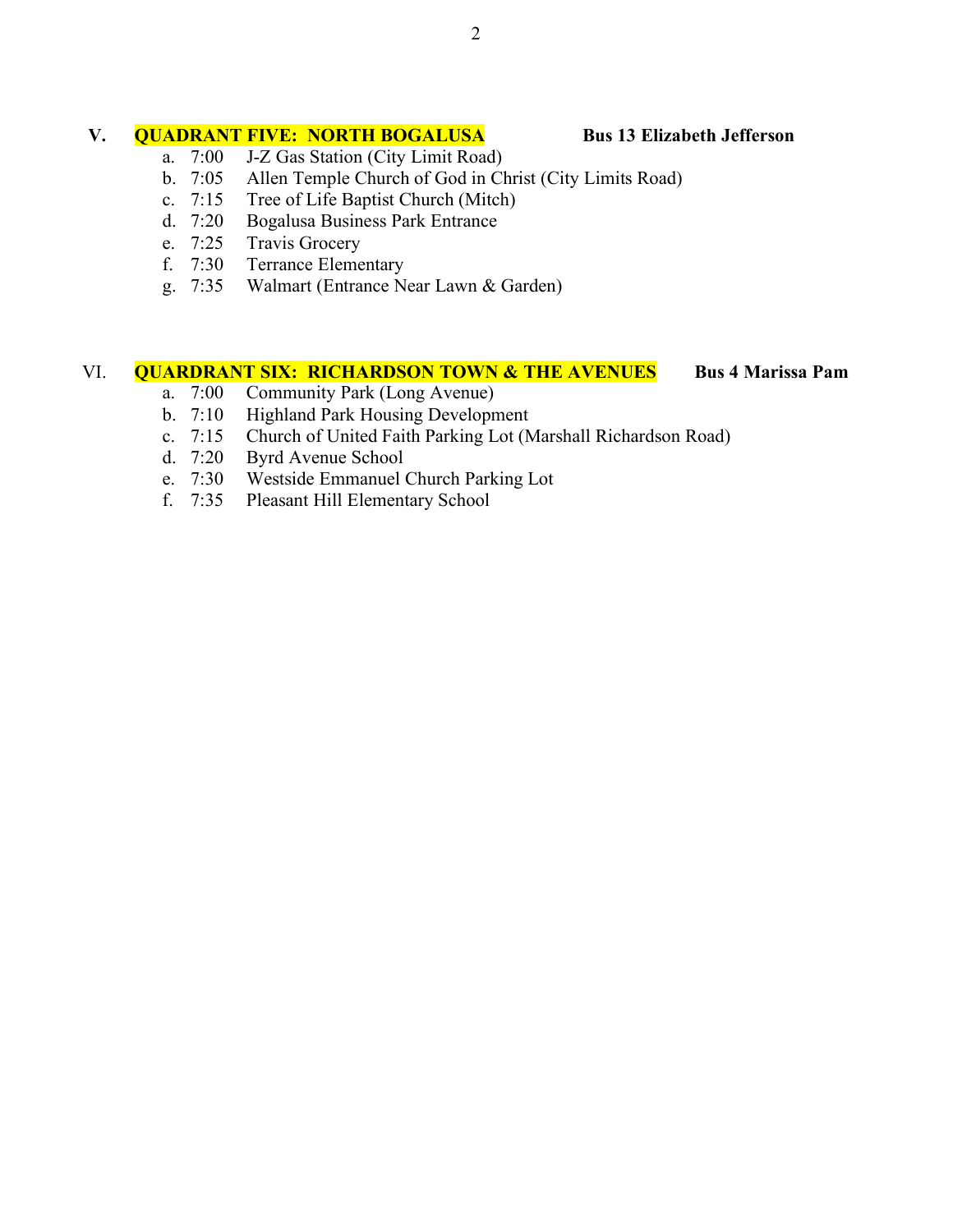## V. QUADRANT FIVE: NORTH BOGALUSA — Bus 13 Elizabeth Jefferson

a. 7:00 J-Z Gas Station (City Limit Road)
b. 7:05 Allen Temple Church of God in Christ (City Limits Road)
c. 7:15 Tree of Life Baptist Church (Mitch)
d. 7:20 Bogalusa Business Park Entrance
e. 7:25 Travis Grocery
f. 7:30 Terrance Elementary
g. 7:35 Walmart (Entrance Near Lawn & Garden)

## VI. QUARDRANT SIX: RICHARDSON TOWN & THE AVENUES — Bus 4 Marissa Pam

a. 7:00 Community Park (Long Avenue)
b. 7:10 Highland Park Housing Development
c. 7:15 Church of United Faith Parking Lot (Marshall Richardson Road)
d. 7:20 Byrd Avenue School
e. 7:30 Westside Emmanuel Church Parking Lot
f. 7:35 Pleasant Hill Elementary School